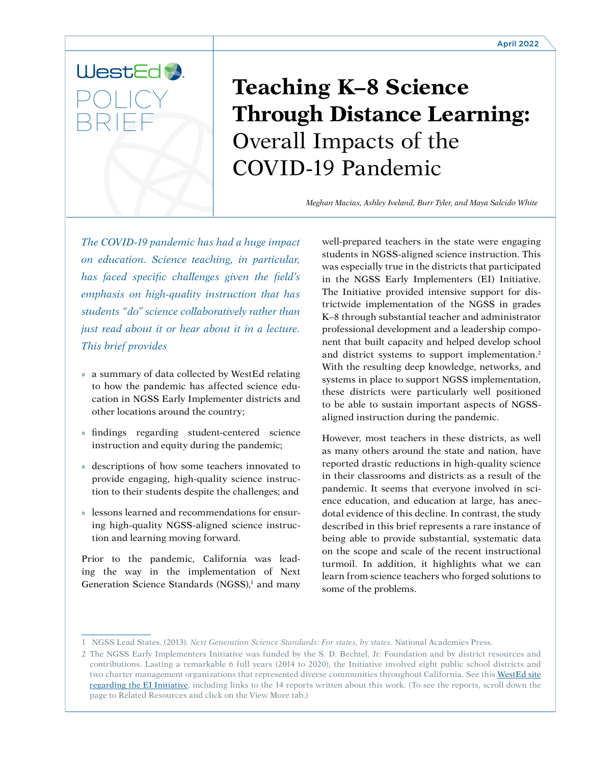April 2022

WestEd POLICY BRIEF

# **Teaching K–8 Science Through Distance Learning:** Overall Impacts of the COVID-19 Pandemic

*Meghan Macias, Ashley Iveland, Burr Tyler, and Maya Salcido White*

*The COVID-19 pandemic has had a huge impact on education. Science teaching, in particular, has faced specific challenges given the field's emphasis on high-quality instruction that has students "do" science collaboratively rather than just read about it or hear about it in a lecture. This brief provides*

- a summary of data collected by WestEd relating to how the pandemic has affected science education in NGSS Early Implementer districts and other locations around the country;
- findings regarding student-centered science instruction and equity during the pandemic;
- descriptions of how some teachers innovated to provide engaging, high-quality science instruction to their students despite the challenges; and
- lessons learned and recommendations for ensuring high-quality NGSS-aligned science instruction and learning moving forward.

Prior to the pandemic, California was leading the way in the implementation of Next Generation Science Standards (NGSS),[1] and many well-prepared teachers in the state were engaging students in NGSS-aligned science instruction. This was especially true in the districts that participated in the NGSS Early Implementers (EI) Initiative. The Initiative provided intensive support for districtwide implementation of the NGSS in grades K–8 through substantial teacher and administrator professional development and a leadership component that built capacity and helped develop school and district systems to support implementation.[2] With the resulting deep knowledge, networks, and systems in place to support NGSS implementation, these districts were particularly well positioned to be able to sustain important aspects of NGSS-aligned instruction during the pandemic.

However, most teachers in these districts, as well as many others around the state and nation, have reported drastic reductions in high-quality science in their classrooms and districts as a result of the pandemic. It seems that everyone involved in science education, and education at large, has anecdotal evidence of this decline. In contrast, the study described in this brief represents a rare instance of being able to provide substantial, systematic data on the scope and scale of the recent instructional turmoil. In addition, it highlights what we can learn from science teachers who forged solutions to some of the problems.

1 NGSS Lead States. (2013). *Next Generation Science Standards: For states, by states*. National Academies Press.

2 The NGSS Early Implementers Initiative was funded by the S. D. Bechtel, Jr. Foundation and by district resources and contributions. Lasting a remarkable 6 full years (2014 to 2020), the Initiative involved eight public school districts and two charter management organizations that represented diverse communities throughout California. See this WestEd site regarding the EI Initiative, including links to the 14 reports written about this work. (To see the reports, scroll down the page to Related Resources and click on the View More tab.)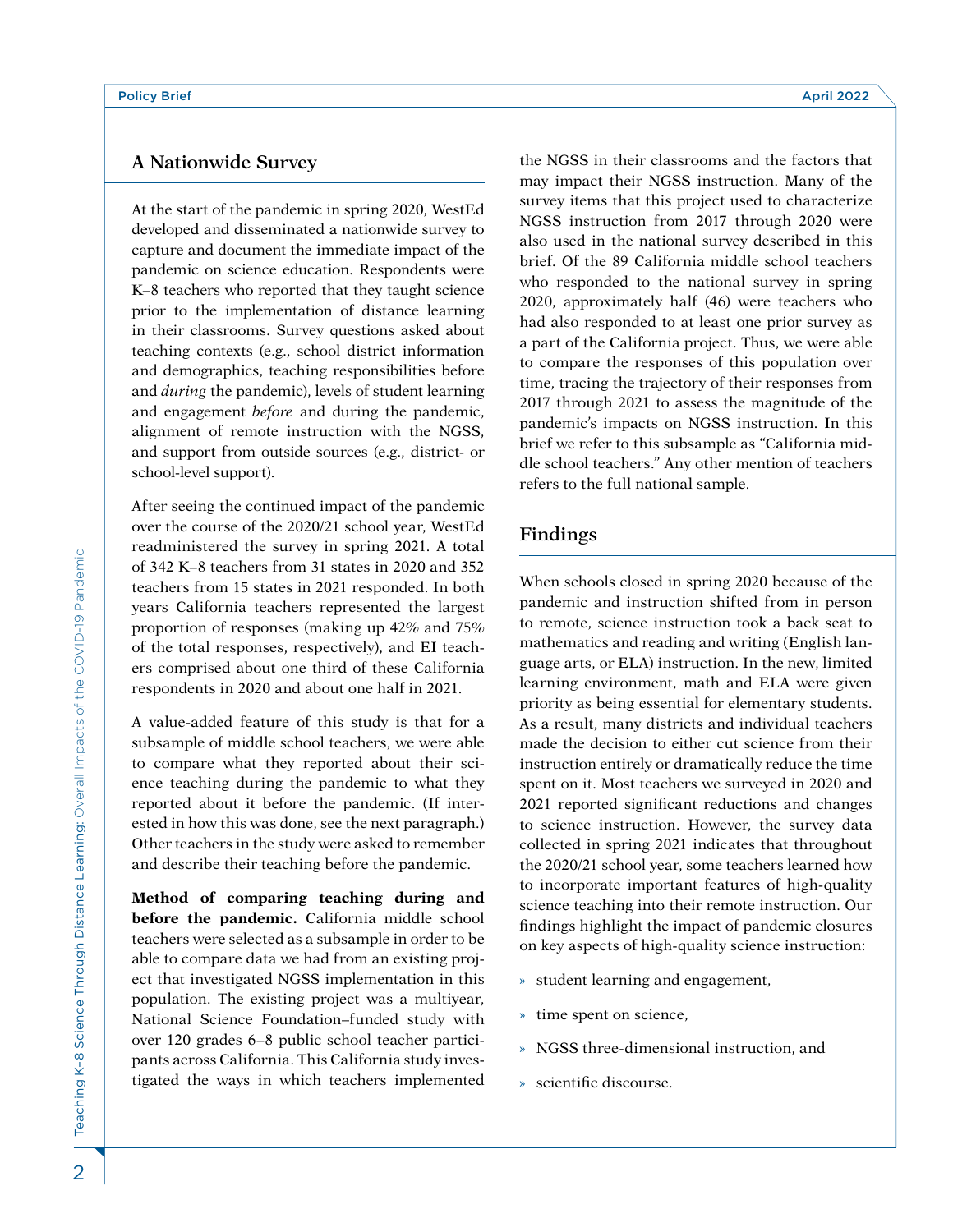## A Nationwide Survey

At the start of the pandemic in spring 2020, WestEd developed and disseminated a nationwide survey to capture and document the immediate impact of the pandemic on science education. Respondents were K–8 teachers who reported that they taught science prior to the implementation of distance learning in their classrooms. Survey questions asked about teaching contexts (e.g., school district information and demographics, teaching responsibilities before and *during* the pandemic), levels of student learning and engagement *before* and during the pandemic, alignment of remote instruction with the NGSS, and support from outside sources (e.g., district- or school-level support).

After seeing the continued impact of the pandemic over the course of the 2020/21 school year, WestEd readministered the survey in spring 2021. A total of 342 K–8 teachers from 31 states in 2020 and 352 teachers from 15 states in 2021 responded. In both years California teachers represented the largest proportion of responses (making up 42% and 75% of the total responses, respectively), and EI teachers comprised about one third of these California respondents in 2020 and about one half in 2021.

A value-added feature of this study is that for a subsample of middle school teachers, we were able to compare what they reported about their science teaching during the pandemic to what they reported about it before the pandemic. (If interested in how this was done, see the next paragraph.) Other teachers in the study were asked to remember and describe their teaching before the pandemic.

**Method of comparing teaching during and before the pandemic.** California middle school teachers were selected as a subsample in order to be able to compare data we had from an existing project that investigated NGSS implementation in this population. The existing project was a multiyear, National Science Foundation–funded study with over 120 grades 6–8 public school teacher participants across California. This California study investigated the ways in which teachers implemented the NGSS in their classrooms and the factors that may impact their NGSS instruction. Many of the survey items that this project used to characterize NGSS instruction from 2017 through 2020 were also used in the national survey described in this brief. Of the 89 California middle school teachers who responded to the national survey in spring 2020, approximately half (46) were teachers who had also responded to at least one prior survey as a part of the California project. Thus, we were able to compare the responses of this population over time, tracing the trajectory of their responses from 2017 through 2021 to assess the magnitude of the pandemic's impacts on NGSS instruction. In this brief we refer to this subsample as "California middle school teachers." Any other mention of teachers refers to the full national sample.

## Findings

When schools closed in spring 2020 because of the pandemic and instruction shifted from in person to remote, science instruction took a back seat to mathematics and reading and writing (English language arts, or ELA) instruction. In the new, limited learning environment, math and ELA were given priority as being essential for elementary students. As a result, many districts and individual teachers made the decision to either cut science from their instruction entirely or dramatically reduce the time spent on it. Most teachers we surveyed in 2020 and 2021 reported significant reductions and changes to science instruction. However, the survey data collected in spring 2021 indicates that throughout the 2020/21 school year, some teachers learned how to incorporate important features of high-quality science teaching into their remote instruction. Our findings highlight the impact of pandemic closures on key aspects of high-quality science instruction:

- student learning and engagement,
- time spent on science,
- NGSS three-dimensional instruction, and
- scientific discourse.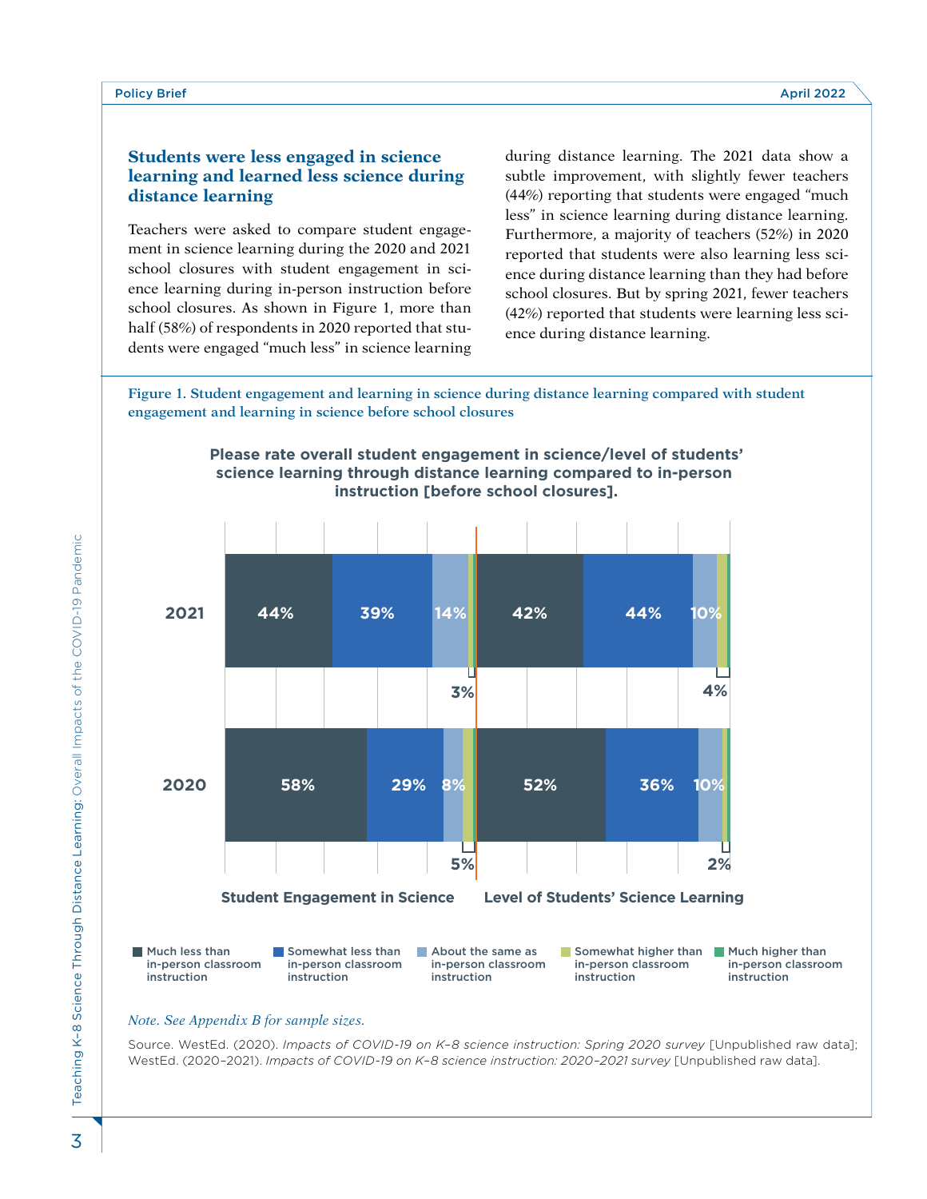### Students were less engaged in science learning and learned less science during distance learning

Teachers were asked to compare student engagement in science learning during the 2020 and 2021 school closures with student engagement in science learning during in-person instruction before school closures. As shown in Figure 1, more than half (58%) of respondents in 2020 reported that students were engaged "much less" in science learning during distance learning. The 2021 data show a subtle improvement, with slightly fewer teachers (44%) reporting that students were engaged "much less" in science learning during distance learning. Furthermore, a majority of teachers (52%) in 2020 reported that students were also learning less science during distance learning than they had before school closures. But by spring 2021, fewer teachers (42%) reported that students were learning less science during distance learning.

**Figure 1. Student engagement and learning in science during distance learning compared with student engagement and learning in science before school closures**

**Please rate overall student engagement in science/level of students' science learning through distance learning compared to in-person instruction [before school closures].**

| | Student Engagement in Science | | | | | Level of Students' Science Learning | | | | |
|---|---|---|---|---|---|---|---|---|---|---|
| | Much less than in-person classroom instruction | Somewhat less than in-person classroom instruction | About the same as in-person classroom instruction | Somewhat higher than in-person classroom instruction | Much higher than in-person classroom instruction | Much less than in-person classroom instruction | Somewhat less than in-person classroom instruction | About the same as in-person classroom instruction | Somewhat higher than in-person classroom instruction | Much higher than in-person classroom instruction |
| 2021 | 44% | 39% | 14% | 3% | | 42% | 44% | 10% | 4% | |
| 2020 | 58% | 29% | 8% | 5% | | 52% | 36% | 10% | 2% | |

*Note. See Appendix B for sample sizes.*

Source. WestEd. (2020). *Impacts of COVID-19 on K–8 science instruction: Spring 2020 survey* [Unpublished raw data]; WestEd. (2020–2021). *Impacts of COVID-19 on K–8 science instruction: 2020–2021 survey* [Unpublished raw data].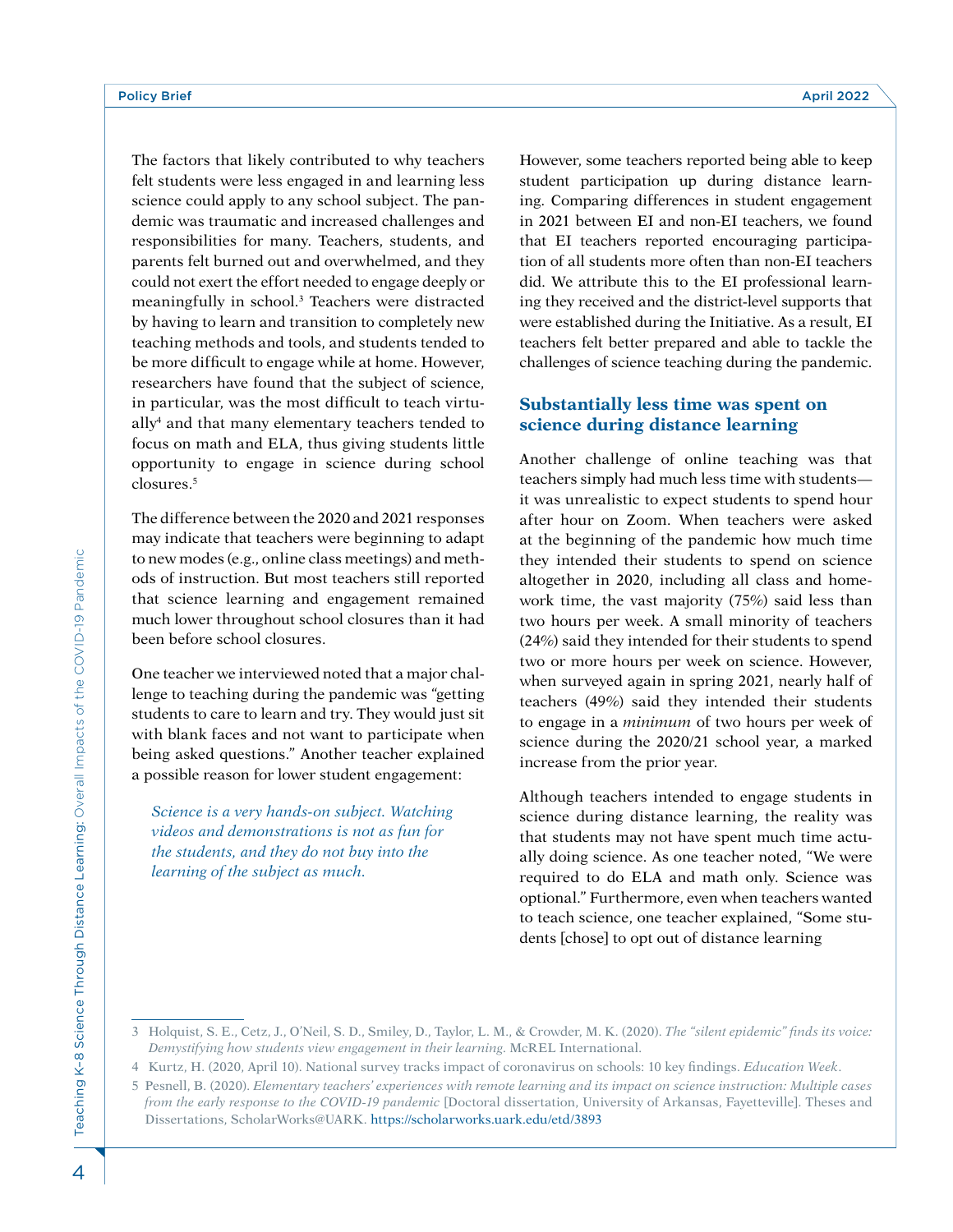The factors that likely contributed to why teachers felt students were less engaged in and learning less science could apply to any school subject. The pandemic was traumatic and increased challenges and responsibilities for many. Teachers, students, and parents felt burned out and overwhelmed, and they could not exert the effort needed to engage deeply or meaningfully in school.[3] Teachers were distracted by having to learn and transition to completely new teaching methods and tools, and students tended to be more difficult to engage while at home. However, researchers have found that the subject of science, in particular, was the most difficult to teach virtually[4] and that many elementary teachers tended to focus on math and ELA, thus giving students little opportunity to engage in science during school closures.[5]

The difference between the 2020 and 2021 responses may indicate that teachers were beginning to adapt to new modes (e.g., online class meetings) and methods of instruction. But most teachers still reported that science learning and engagement remained much lower throughout school closures than it had been before school closures.

One teacher we interviewed noted that a major challenge to teaching during the pandemic was "getting students to care to learn and try. They would just sit with blank faces and not want to participate when being asked questions." Another teacher explained a possible reason for lower student engagement:

> *Science is a very hands-on subject. Watching videos and demonstrations is not as fun for the students, and they do not buy into the learning of the subject as much.*

However, some teachers reported being able to keep student participation up during distance learning. Comparing differences in student engagement in 2021 between EI and non-EI teachers, we found that EI teachers reported encouraging participation of all students more often than non-EI teachers did. We attribute this to the EI professional learning they received and the district-level supports that were established during the Initiative. As a result, EI teachers felt better prepared and able to tackle the challenges of science teaching during the pandemic.

## Substantially less time was spent on science during distance learning

Another challenge of online teaching was that teachers simply had much less time with students—it was unrealistic to expect students to spend hour after hour on Zoom. When teachers were asked at the beginning of the pandemic how much time they intended their students to spend on science altogether in 2020, including all class and homework time, the vast majority (75%) said less than two hours per week. A small minority of teachers (24%) said they intended for their students to spend two or more hours per week on science. However, when surveyed again in spring 2021, nearly half of teachers (49%) said they intended their students to engage in a *minimum* of two hours per week of science during the 2020/21 school year, a marked increase from the prior year.

Although teachers intended to engage students in science during distance learning, the reality was that students may not have spent much time actually doing science. As one teacher noted, "We were required to do ELA and math only. Science was optional." Furthermore, even when teachers wanted to teach science, one teacher explained, "Some students [chose] to opt out of distance learning

---

3 Holquist, S. E., Cetz, J., O'Neil, S. D., Smiley, D., Taylor, L. M., & Crowder, M. K. (2020). *The "silent epidemic" finds its voice: Demystifying how students view engagement in their learning.* McREL International.

4 Kurtz, H. (2020, April 10). National survey tracks impact of coronavirus on schools: 10 key findings. *Education Week*.

5 Pesnell, B. (2020). *Elementary teachers' experiences with remote learning and its impact on science instruction: Multiple cases from the early response to the COVID-19 pandemic* [Doctoral dissertation, University of Arkansas, Fayetteville]. Theses and Dissertations, ScholarWorks@UARK. https://scholarworks.uark.edu/etd/3893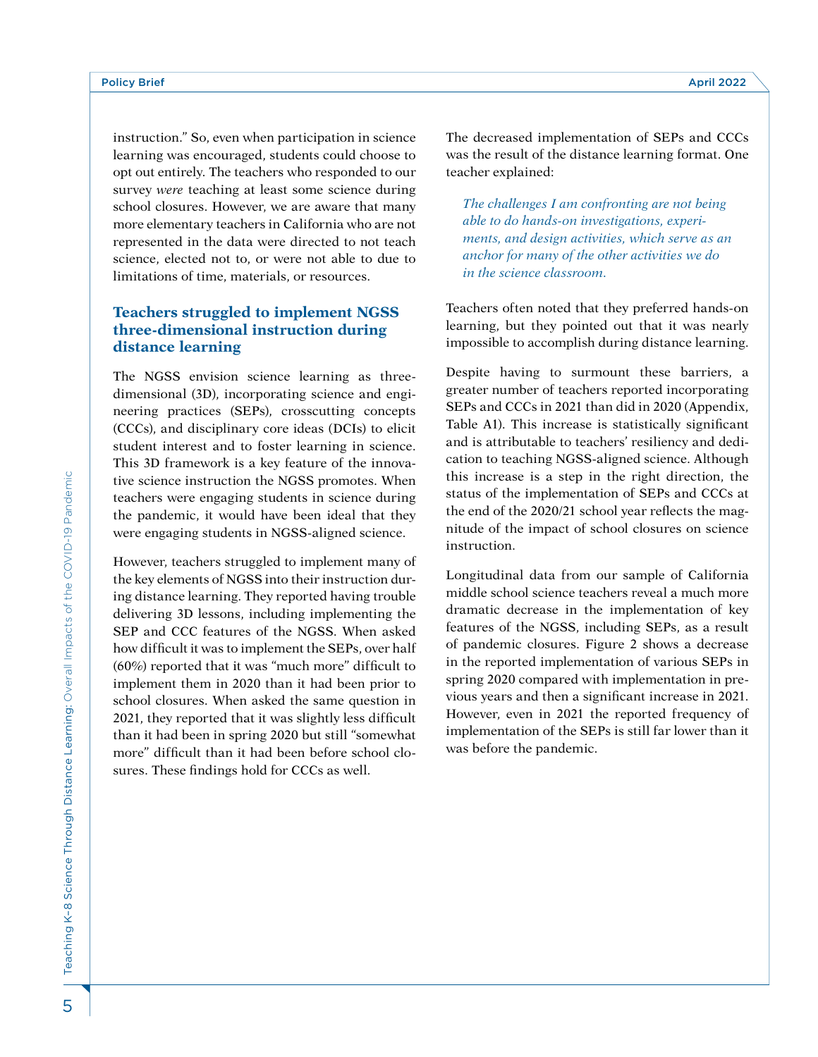instruction." So, even when participation in science learning was encouraged, students could choose to opt out entirely. The teachers who responded to our survey *were* teaching at least some science during school closures. However, we are aware that many more elementary teachers in California who are not represented in the data were directed to not teach science, elected not to, or were not able to due to limitations of time, materials, or resources.

## Teachers struggled to implement NGSS three-dimensional instruction during distance learning

The NGSS envision science learning as three-dimensional (3D), incorporating science and engineering practices (SEPs), crosscutting concepts (CCCs), and disciplinary core ideas (DCIs) to elicit student interest and to foster learning in science. This 3D framework is a key feature of the innovative science instruction the NGSS promotes. When teachers were engaging students in science during the pandemic, it would have been ideal that they were engaging students in NGSS-aligned science.

However, teachers struggled to implement many of the key elements of NGSS into their instruction during distance learning. They reported having trouble delivering 3D lessons, including implementing the SEP and CCC features of the NGSS. When asked how difficult it was to implement the SEPs, over half (60%) reported that it was "much more" difficult to implement them in 2020 than it had been prior to school closures. When asked the same question in 2021, they reported that it was slightly less difficult than it had been in spring 2020 but still "somewhat more" difficult than it had been before school closures. These findings hold for CCCs as well.

The decreased implementation of SEPs and CCCs was the result of the distance learning format. One teacher explained:

> *The challenges I am confronting are not being able to do hands-on investigations, experiments, and design activities, which serve as an anchor for many of the other activities we do in the science classroom.*

Teachers often noted that they preferred hands-on learning, but they pointed out that it was nearly impossible to accomplish during distance learning.

Despite having to surmount these barriers, a greater number of teachers reported incorporating SEPs and CCCs in 2021 than did in 2020 (Appendix, Table A1). This increase is statistically significant and is attributable to teachers' resiliency and dedication to teaching NGSS-aligned science. Although this increase is a step in the right direction, the status of the implementation of SEPs and CCCs at the end of the 2020/21 school year reflects the magnitude of the impact of school closures on science instruction.

Longitudinal data from our sample of California middle school science teachers reveal a much more dramatic decrease in the implementation of key features of the NGSS, including SEPs, as a result of pandemic closures. Figure 2 shows a decrease in the reported implementation of various SEPs in spring 2020 compared with implementation in previous years and then a significant increase in 2021. However, even in 2021 the reported frequency of implementation of the SEPs is still far lower than it was before the pandemic.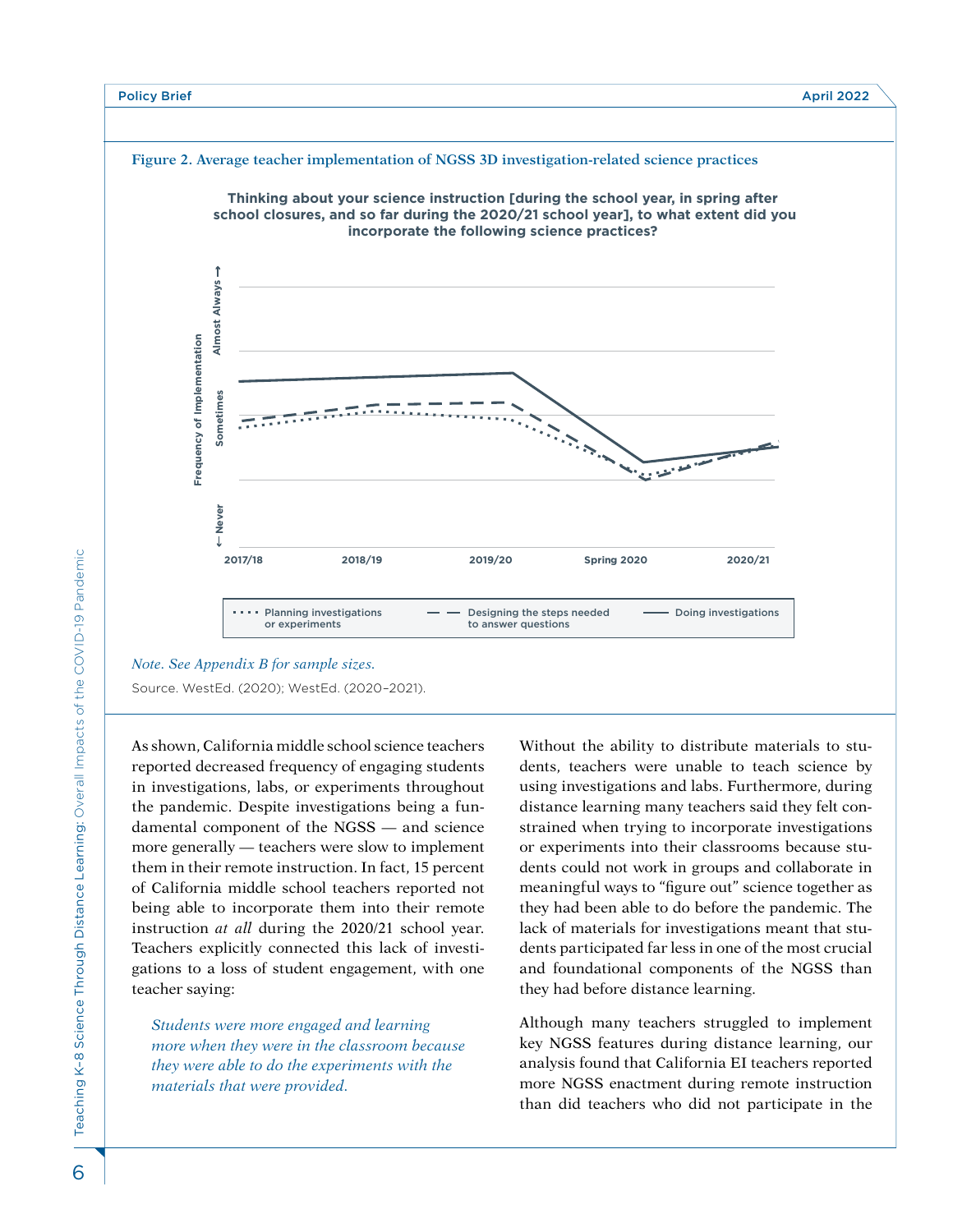**Figure 2. Average teacher implementation of NGSS 3D investigation-related science practices**

Thinking about your science instruction [during the school year, in spring after school closures, and so far during the 2020/21 school year], to what extent did you incorporate the following science practices?

*Note. See Appendix B for sample sizes.*

Source. WestEd. (2020); WestEd. (2020–2021).

As shown, California middle school science teachers reported decreased frequency of engaging students in investigations, labs, or experiments throughout the pandemic. Despite investigations being a fundamental component of the NGSS — and science more generally — teachers were slow to implement them in their remote instruction. In fact, 15 percent of California middle school teachers reported not being able to incorporate them into their remote instruction *at all* during the 2020/21 school year. Teachers explicitly connected this lack of investigations to a loss of student engagement, with one teacher saying:

> *Students were more engaged and learning more when they were in the classroom because they were able to do the experiments with the materials that were provided.*

Without the ability to distribute materials to students, teachers were unable to teach science by using investigations and labs. Furthermore, during distance learning many teachers said they felt constrained when trying to incorporate investigations or experiments into their classrooms because students could not work in groups and collaborate in meaningful ways to "figure out" science together as they had been able to do before the pandemic. The lack of materials for investigations meant that students participated far less in one of the most crucial and foundational components of the NGSS than they had before distance learning.

Although many teachers struggled to implement key NGSS features during distance learning, our analysis found that California EI teachers reported more NGSS enactment during remote instruction than did teachers who did not participate in the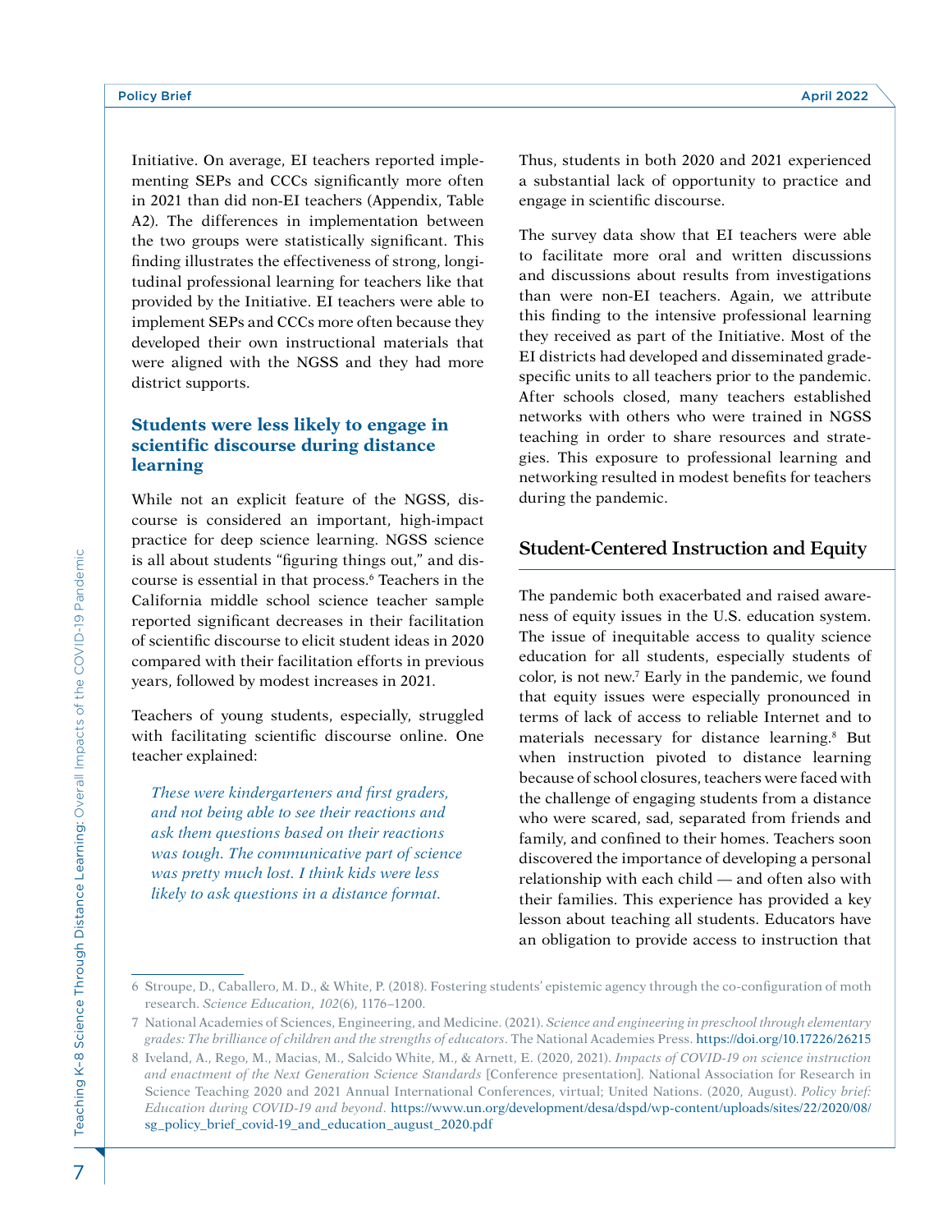Initiative. On average, EI teachers reported implementing SEPs and CCCs significantly more often in 2021 than did non-EI teachers (Appendix, Table A2). The differences in implementation between the two groups were statistically significant. This finding illustrates the effectiveness of strong, longitudinal professional learning for teachers like that provided by the Initiative. EI teachers were able to implement SEPs and CCCs more often because they developed their own instructional materials that were aligned with the NGSS and they had more district supports.

### Students were less likely to engage in scientific discourse during distance learning

While not an explicit feature of the NGSS, discourse is considered an important, high-impact practice for deep science learning. NGSS science is all about students "figuring things out," and discourse is essential in that process.[6] Teachers in the California middle school science teacher sample reported significant decreases in their facilitation of scientific discourse to elicit student ideas in 2020 compared with their facilitation efforts in previous years, followed by modest increases in 2021.

Teachers of young students, especially, struggled with facilitating scientific discourse online. One teacher explained:

> *These were kindergarteners and first graders, and not being able to see their reactions and ask them questions based on their reactions was tough. The communicative part of science was pretty much lost. I think kids were less likely to ask questions in a distance format.*

Thus, students in both 2020 and 2021 experienced a substantial lack of opportunity to practice and engage in scientific discourse.

The survey data show that EI teachers were able to facilitate more oral and written discussions and discussions about results from investigations than were non-EI teachers. Again, we attribute this finding to the intensive professional learning they received as part of the Initiative. Most of the EI districts had developed and disseminated grade-specific units to all teachers prior to the pandemic. After schools closed, many teachers established networks with others who were trained in NGSS teaching in order to share resources and strategies. This exposure to professional learning and networking resulted in modest benefits for teachers during the pandemic.

## Student-Centered Instruction and Equity

The pandemic both exacerbated and raised awareness of equity issues in the U.S. education system. The issue of inequitable access to quality science education for all students, especially students of color, is not new.[7] Early in the pandemic, we found that equity issues were especially pronounced in terms of lack of access to reliable Internet and to materials necessary for distance learning.[8] But when instruction pivoted to distance learning because of school closures, teachers were faced with the challenge of engaging students from a distance who were scared, sad, separated from friends and family, and confined to their homes. Teachers soon discovered the importance of developing a personal relationship with each child — and often also with their families. This experience has provided a key lesson about teaching all students. Educators have an obligation to provide access to instruction that

---

6 Stroupe, D., Caballero, M. D., & White, P. (2018). Fostering students' epistemic agency through the co-configuration of moth research. *Science Education, 102*(6), 1176–1200.

7 National Academies of Sciences, Engineering, and Medicine. (2021). *Science and engineering in preschool through elementary grades: The brilliance of children and the strengths of educators*. The National Academies Press. https://doi.org/10.17226/26215

8 Iveland, A., Rego, M., Macias, M., Salcido White, M., & Arnett, E. (2020, 2021). *Impacts of COVID-19 on science instruction and enactment of the Next Generation Science Standards* [Conference presentation]. National Association for Research in Science Teaching 2020 and 2021 Annual International Conferences, virtual; United Nations. (2020, August). *Policy brief: Education during COVID-19 and beyond*. https://www.un.org/development/desa/dspd/wp-content/uploads/sites/22/2020/08/sg_policy_brief_covid-19_and_education_august_2020.pdf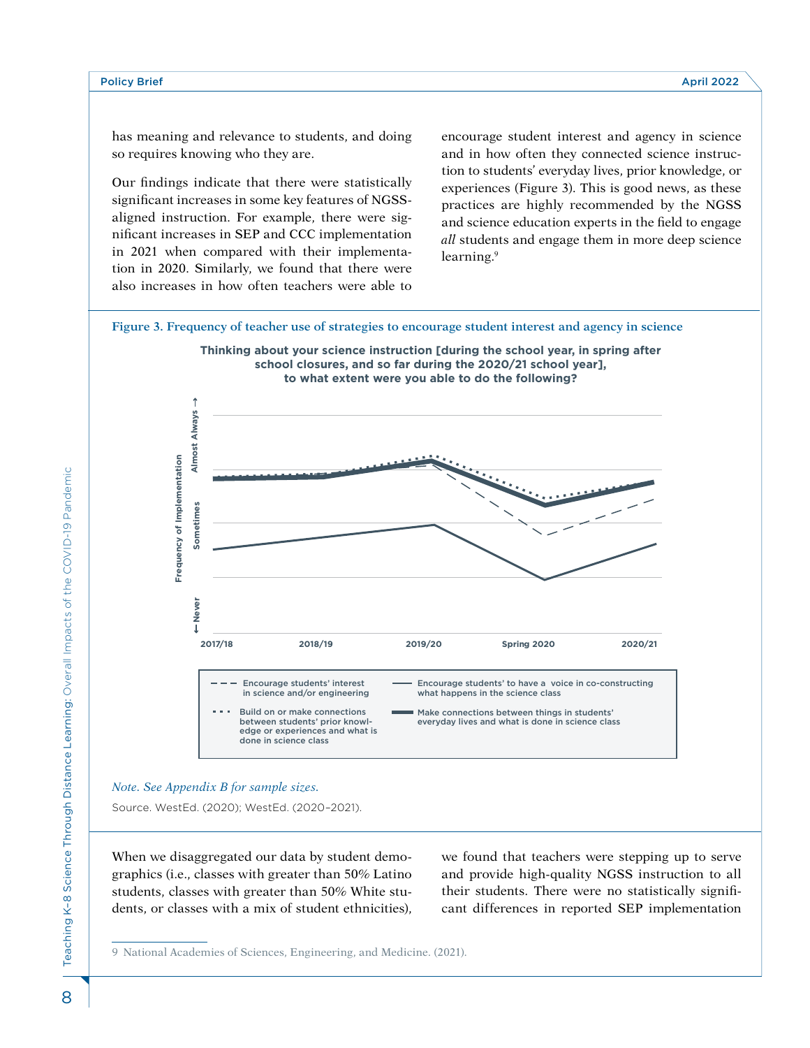has meaning and relevance to students, and doing so requires knowing who they are.

Our findings indicate that there were statistically significant increases in some key features of NGSS-aligned instruction. For example, there were significant increases in SEP and CCC implementation in 2021 when compared with their implementation in 2020. Similarly, we found that there were also increases in how often teachers were able to encourage student interest and agency in science and in how often they connected science instruction to students' everyday lives, prior knowledge, or experiences (Figure 3). This is good news, as these practices are highly recommended by the NGSS and science education experts in the field to engage *all* students and engage them in more deep science learning.[9]

**Figure 3. Frequency of teacher use of strategies to encourage student interest and agency in science**

**Thinking about your science instruction [during the school year, in spring after school closures, and so far during the 2020/21 school year], to what extent were you able to do the following?**

Frequency of Implementation: ← Never — Sometimes — Almost Always →

2017/18 — 2018/19 — 2019/20 — Spring 2020 — 2020/21

- Encourage students' interest in science and/or engineering
- Build on or make connections between students' prior knowledge or experiences and what is done in science class
- Encourage students' to have a voice in co-constructing what happens in the science class
- Make connections between things in students' everyday lives and what is done in science class

*Note. See Appendix B for sample sizes.*

Source. WestEd. (2020); WestEd. (2020–2021).

When we disaggregated our data by student demographics (i.e., classes with greater than 50% Latino students, classes with greater than 50% White students, or classes with a mix of student ethnicities), we found that teachers were stepping up to serve and provide high-quality NGSS instruction to all their students. There were no statistically significant differences in reported SEP implementation

9 National Academies of Sciences, Engineering, and Medicine. (2021).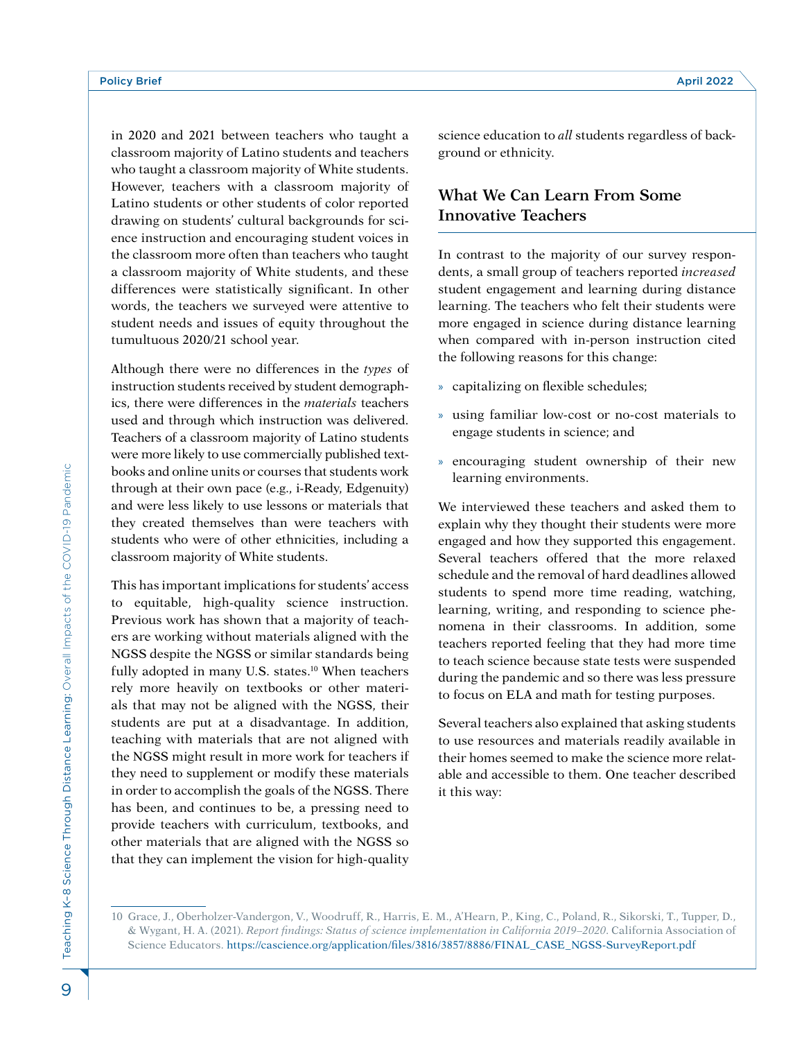in 2020 and 2021 between teachers who taught a classroom majority of Latino students and teachers who taught a classroom majority of White students. However, teachers with a classroom majority of Latino students or other students of color reported drawing on students' cultural backgrounds for science instruction and encouraging student voices in the classroom more often than teachers who taught a classroom majority of White students, and these differences were statistically significant. In other words, the teachers we surveyed were attentive to student needs and issues of equity throughout the tumultuous 2020/21 school year.

Although there were no differences in the *types* of instruction students received by student demographics, there were differences in the *materials* teachers used and through which instruction was delivered. Teachers of a classroom majority of Latino students were more likely to use commercially published textbooks and online units or courses that students work through at their own pace (e.g., i-Ready, Edgenuity) and were less likely to use lessons or materials that they created themselves than were teachers with students who were of other ethnicities, including a classroom majority of White students.

This has important implications for students' access to equitable, high-quality science instruction. Previous work has shown that a majority of teachers are working without materials aligned with the NGSS despite the NGSS or similar standards being fully adopted in many U.S. states.[10] When teachers rely more heavily on textbooks or other materials that may not be aligned with the NGSS, their students are put at a disadvantage. In addition, teaching with materials that are not aligned with the NGSS might result in more work for teachers if they need to supplement or modify these materials in order to accomplish the goals of the NGSS. There has been, and continues to be, a pressing need to provide teachers with curriculum, textbooks, and other materials that are aligned with the NGSS so that they can implement the vision for high-quality science education to *all* students regardless of background or ethnicity.

## What We Can Learn From Some Innovative Teachers

In contrast to the majority of our survey respondents, a small group of teachers reported *increased* student engagement and learning during distance learning. The teachers who felt their students were more engaged in science during distance learning when compared with in-person instruction cited the following reasons for this change:

- capitalizing on flexible schedules;
- using familiar low-cost or no-cost materials to engage students in science; and
- encouraging student ownership of their new learning environments.

We interviewed these teachers and asked them to explain why they thought their students were more engaged and how they supported this engagement. Several teachers offered that the more relaxed schedule and the removal of hard deadlines allowed students to spend more time reading, watching, learning, writing, and responding to science phenomena in their classrooms. In addition, some teachers reported feeling that they had more time to teach science because state tests were suspended during the pandemic and so there was less pressure to focus on ELA and math for testing purposes.

Several teachers also explained that asking students to use resources and materials readily available in their homes seemed to make the science more relatable and accessible to them. One teacher described it this way:

---

10 Grace, J., Oberholzer-Vandergon, V., Woodruff, R., Harris, E. M., A'Hearn, P., King, C., Poland, R., Sikorski, T., Tupper, D., & Wygant, H. A. (2021). *Report findings: Status of science implementation in California 2019–2020.* California Association of Science Educators. https://cascience.org/application/files/3816/3857/8886/FINAL_CASE_NGSS-SurveyReport.pdf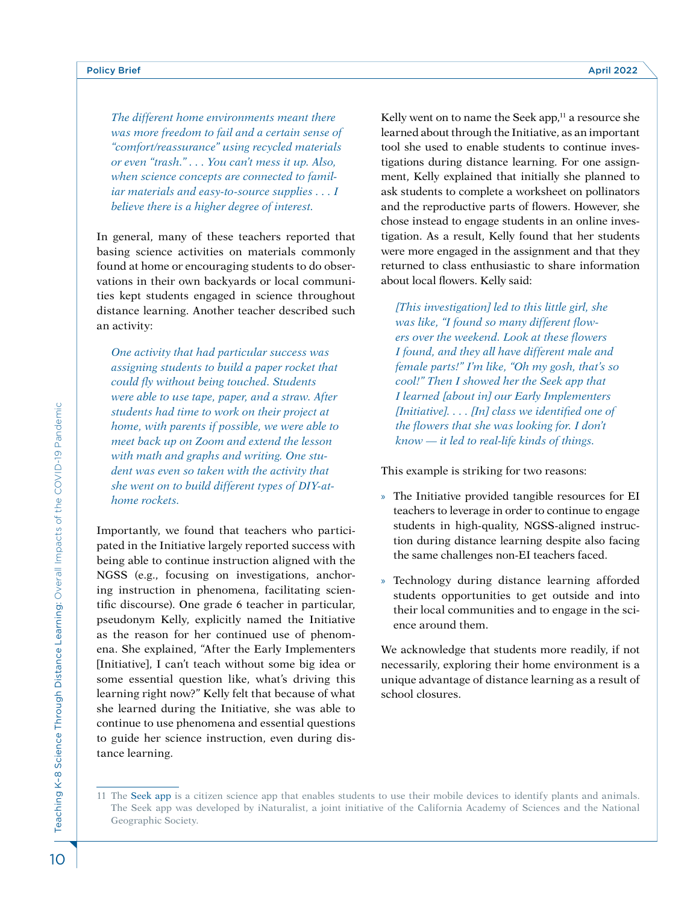> *The different home environments meant there was more freedom to fail and a certain sense of "comfort/reassurance" using recycled materials or even "trash." . . . You can't mess it up. Also, when science concepts are connected to familiar materials and easy-to-source supplies . . . I believe there is a higher degree of interest.*

In general, many of these teachers reported that basing science activities on materials commonly found at home or encouraging students to do observations in their own backyards or local communities kept students engaged in science throughout distance learning. Another teacher described such an activity:

> *One activity that had particular success was assigning students to build a paper rocket that could fly without being touched. Students were able to use tape, paper, and a straw. After students had time to work on their project at home, with parents if possible, we were able to meet back up on Zoom and extend the lesson with math and graphs and writing. One student was even so taken with the activity that she went on to build different types of DIY-at-home rockets.*

Importantly, we found that teachers who participated in the Initiative largely reported success with being able to continue instruction aligned with the NGSS (e.g., focusing on investigations, anchoring instruction in phenomena, facilitating scientific discourse). One grade 6 teacher in particular, pseudonym Kelly, explicitly named the Initiative as the reason for her continued use of phenomena. She explained, "After the Early Implementers [Initiative], I can't teach without some big idea or some essential question like, what's driving this learning right now?" Kelly felt that because of what she learned during the Initiative, she was able to continue to use phenomena and essential questions to guide her science instruction, even during distance learning.

Kelly went on to name the Seek app,[11] a resource she learned about through the Initiative, as an important tool she used to enable students to continue investigations during distance learning. For one assignment, Kelly explained that initially she planned to ask students to complete a worksheet on pollinators and the reproductive parts of flowers. However, she chose instead to engage students in an online investigation. As a result, Kelly found that her students were more engaged in the assignment and that they returned to class enthusiastic to share information about local flowers. Kelly said:

> *[This investigation] led to this little girl, she was like, "I found so many different flowers over the weekend. Look at these flowers I found, and they all have different male and female parts!" I'm like, "Oh my gosh, that's so cool!" Then I showed her the Seek app that I learned [about in] our Early Implementers [Initiative]. . . . [In] class we identified one of the flowers that she was looking for. I don't know — it led to real-life kinds of things.*

This example is striking for two reasons:

- The Initiative provided tangible resources for EI teachers to leverage in order to continue to engage students in high-quality, NGSS-aligned instruction during distance learning despite also facing the same challenges non-EI teachers faced.
- Technology during distance learning afforded students opportunities to get outside and into their local communities and to engage in the science around them.

We acknowledge that students more readily, if not necessarily, exploring their home environment is a unique advantage of distance learning as a result of school closures.

---

11 The Seek app is a citizen science app that enables students to use their mobile devices to identify plants and animals. The Seek app was developed by iNaturalist, a joint initiative of the California Academy of Sciences and the National Geographic Society.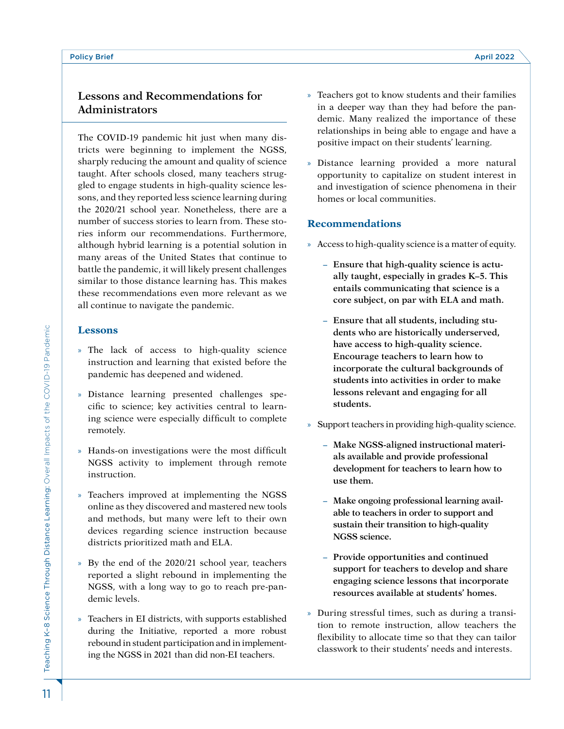## Lessons and Recommendations for Administrators

The COVID-19 pandemic hit just when many districts were beginning to implement the NGSS, sharply reducing the amount and quality of science taught. After schools closed, many teachers struggled to engage students in high-quality science lessons, and they reported less science learning during the 2020/21 school year. Nonetheless, there are a number of success stories to learn from. These stories inform our recommendations. Furthermore, although hybrid learning is a potential solution in many areas of the United States that continue to battle the pandemic, it will likely present challenges similar to those distance learning has. This makes these recommendations even more relevant as we all continue to navigate the pandemic.

### Lessons

- The lack of access to high-quality science instruction and learning that existed before the pandemic has deepened and widened.
- Distance learning presented challenges specific to science; key activities central to learning science were especially difficult to complete remotely.
- Hands-on investigations were the most difficult NGSS activity to implement through remote instruction.
- Teachers improved at implementing the NGSS online as they discovered and mastered new tools and methods, but many were left to their own devices regarding science instruction because districts prioritized math and ELA.
- By the end of the 2020/21 school year, teachers reported a slight rebound in implementing the NGSS, with a long way to go to reach pre-pandemic levels.
- Teachers in EI districts, with supports established during the Initiative, reported a more robust rebound in student participation and in implementing the NGSS in 2021 than did non-EI teachers.
- Teachers got to know students and their families in a deeper way than they had before the pandemic. Many realized the importance of these relationships in being able to engage and have a positive impact on their students' learning.
- Distance learning provided a more natural opportunity to capitalize on student interest in and investigation of science phenomena in their homes or local communities.

### Recommendations

- Access to high-quality science is a matter of equity.
  - **Ensure that high-quality science is actually taught, especially in grades K–5. This entails communicating that science is a core subject, on par with ELA and math.**
  - **Ensure that all students, including students who are historically underserved, have access to high-quality science. Encourage teachers to learn how to incorporate the cultural backgrounds of students into activities in order to make lessons relevant and engaging for all students.**
- Support teachers in providing high-quality science.
  - **Make NGSS-aligned instructional materials available and provide professional development for teachers to learn how to use them.**
  - **Make ongoing professional learning available to teachers in order to support and sustain their transition to high-quality NGSS science.**
  - **Provide opportunities and continued support for teachers to develop and share engaging science lessons that incorporate resources available at students' homes.**
- During stressful times, such as during a transition to remote instruction, allow teachers the flexibility to allocate time so that they can tailor classwork to their students' needs and interests.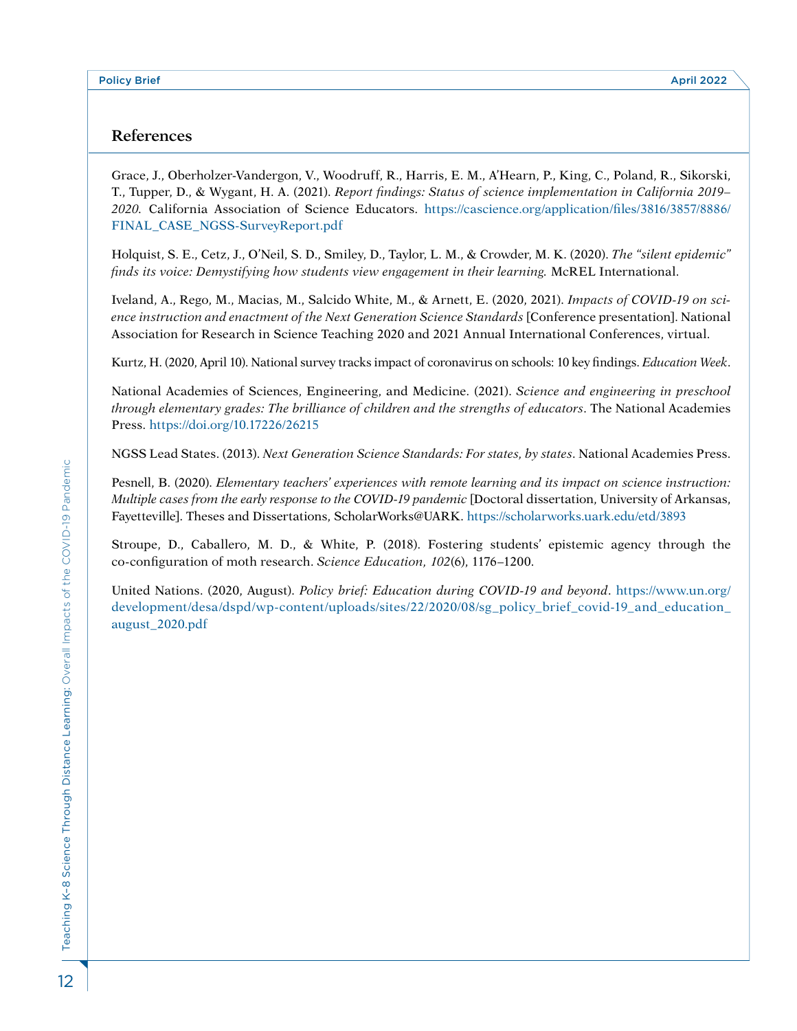## References

Grace, J., Oberholzer-Vandergon, V., Woodruff, R., Harris, E. M., A'Hearn, P., King, C., Poland, R., Sikorski, T., Tupper, D., & Wygant, H. A. (2021). *Report findings: Status of science implementation in California 2019–2020*. California Association of Science Educators. https://cascience.org/application/files/3816/3857/8886/FINAL_CASE_NGSS-SurveyReport.pdf

Holquist, S. E., Cetz, J., O'Neil, S. D., Smiley, D., Taylor, L. M., & Crowder, M. K. (2020). *The "silent epidemic" finds its voice: Demystifying how students view engagement in their learning*. McREL International.

Iveland, A., Rego, M., Macias, M., Salcido White, M., & Arnett, E. (2020, 2021). *Impacts of COVID-19 on science instruction and enactment of the Next Generation Science Standards* [Conference presentation]. National Association for Research in Science Teaching 2020 and 2021 Annual International Conferences, virtual.

Kurtz, H. (2020, April 10). National survey tracks impact of coronavirus on schools: 10 key findings. *Education Week*.

National Academies of Sciences, Engineering, and Medicine. (2021). *Science and engineering in preschool through elementary grades: The brilliance of children and the strengths of educators*. The National Academies Press. https://doi.org/10.17226/26215

NGSS Lead States. (2013). *Next Generation Science Standards: For states, by states*. National Academies Press.

Pesnell, B. (2020). *Elementary teachers' experiences with remote learning and its impact on science instruction: Multiple cases from the early response to the COVID-19 pandemic* [Doctoral dissertation, University of Arkansas, Fayetteville]. Theses and Dissertations, ScholarWorks@UARK. https://scholarworks.uark.edu/etd/3893

Stroupe, D., Caballero, M. D., & White, P. (2018). Fostering students' epistemic agency through the co-configuration of moth research. *Science Education, 102*(6), 1176–1200.

United Nations. (2020, August). *Policy brief: Education during COVID-19 and beyond*. https://www.un.org/development/desa/dspd/wp-content/uploads/sites/22/2020/08/sg_policy_brief_covid-19_and_education_august_2020.pdf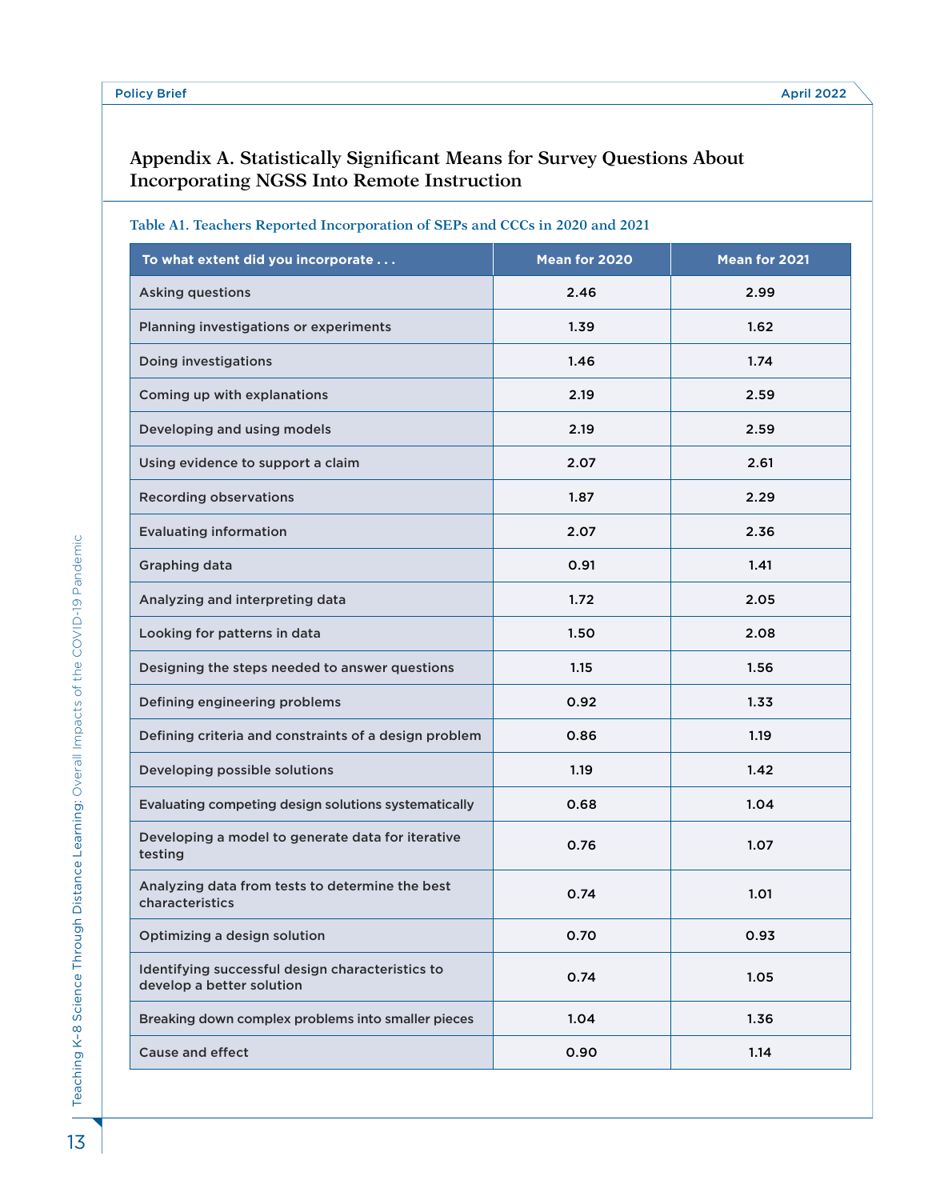## Appendix A. Statistically Significant Means for Survey Questions About Incorporating NGSS Into Remote Instruction

**Table A1. Teachers Reported Incorporation of SEPs and CCCs in 2020 and 2021**

| To what extent did you incorporate . . . | Mean for 2020 | Mean for 2021 |
|---|---|---|
| Asking questions | 2.46 | 2.99 |
| Planning investigations or experiments | 1.39 | 1.62 |
| Doing investigations | 1.46 | 1.74 |
| Coming up with explanations | 2.19 | 2.59 |
| Developing and using models | 2.19 | 2.59 |
| Using evidence to support a claim | 2.07 | 2.61 |
| Recording observations | 1.87 | 2.29 |
| Evaluating information | 2.07 | 2.36 |
| Graphing data | 0.91 | 1.41 |
| Analyzing and interpreting data | 1.72 | 2.05 |
| Looking for patterns in data | 1.50 | 2.08 |
| Designing the steps needed to answer questions | 1.15 | 1.56 |
| Defining engineering problems | 0.92 | 1.33 |
| Defining criteria and constraints of a design problem | 0.86 | 1.19 |
| Developing possible solutions | 1.19 | 1.42 |
| Evaluating competing design solutions systematically | 0.68 | 1.04 |
| Developing a model to generate data for iterative testing | 0.76 | 1.07 |
| Analyzing data from tests to determine the best characteristics | 0.74 | 1.01 |
| Optimizing a design solution | 0.70 | 0.93 |
| Identifying successful design characteristics to develop a better solution | 0.74 | 1.05 |
| Breaking down complex problems into smaller pieces | 1.04 | 1.36 |
| Cause and effect | 0.90 | 1.14 |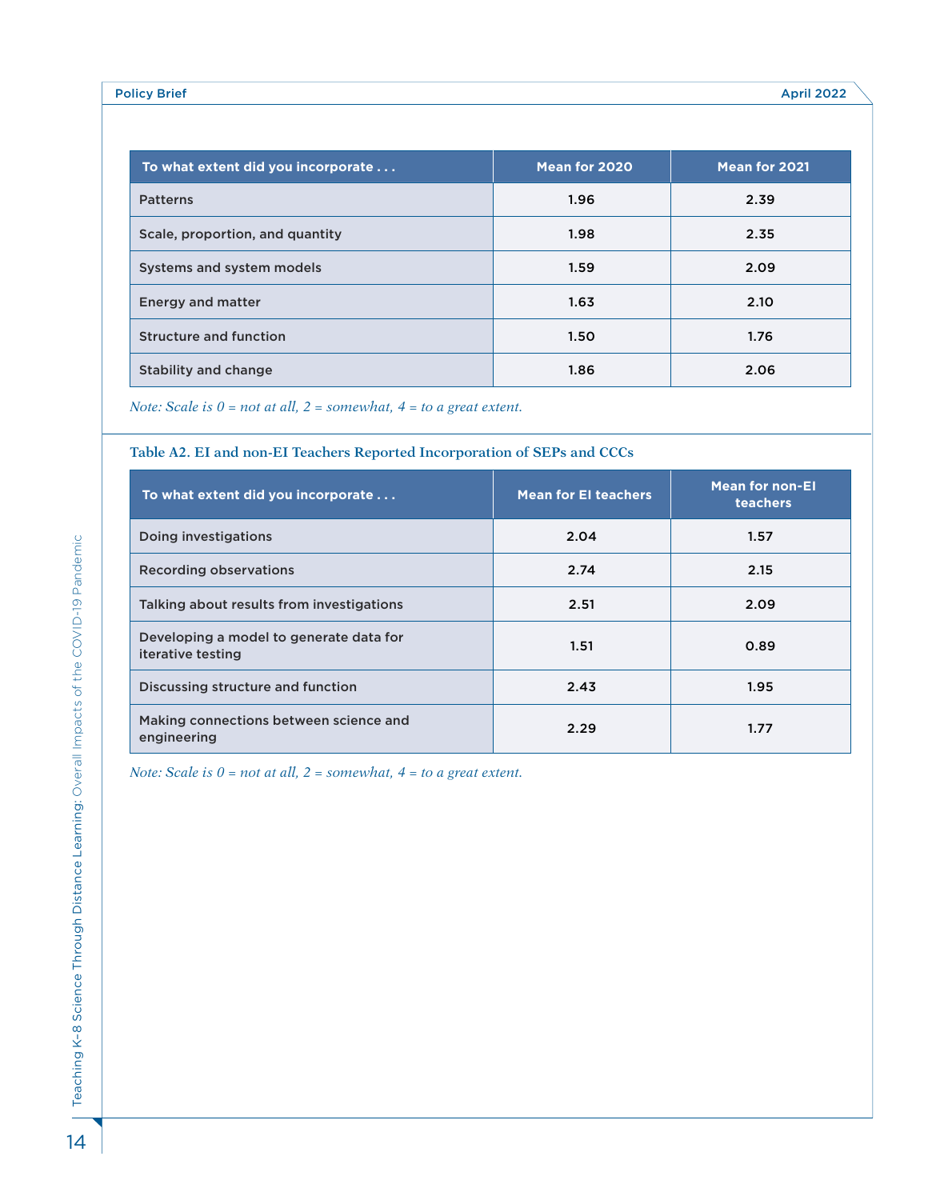| To what extent did you incorporate . . . | Mean for 2020 | Mean for 2021 |
|---|---|---|
| Patterns | 1.96 | 2.39 |
| Scale, proportion, and quantity | 1.98 | 2.35 |
| Systems and system models | 1.59 | 2.09 |
| Energy and matter | 1.63 | 2.10 |
| Structure and function | 1.50 | 1.76 |
| Stability and change | 1.86 | 2.06 |

*Note: Scale is 0 = not at all, 2 = somewhat, 4 = to a great extent.*

**Table A2. EI and non-EI Teachers Reported Incorporation of SEPs and CCCs**

| To what extent did you incorporate . . . | Mean for EI teachers | Mean for non-EI teachers |
|---|---|---|
| Doing investigations | 2.04 | 1.57 |
| Recording observations | 2.74 | 2.15 |
| Talking about results from investigations | 2.51 | 2.09 |
| Developing a model to generate data for iterative testing | 1.51 | 0.89 |
| Discussing structure and function | 2.43 | 1.95 |
| Making connections between science and engineering | 2.29 | 1.77 |

*Note: Scale is 0 = not at all, 2 = somewhat, 4 = to a great extent.*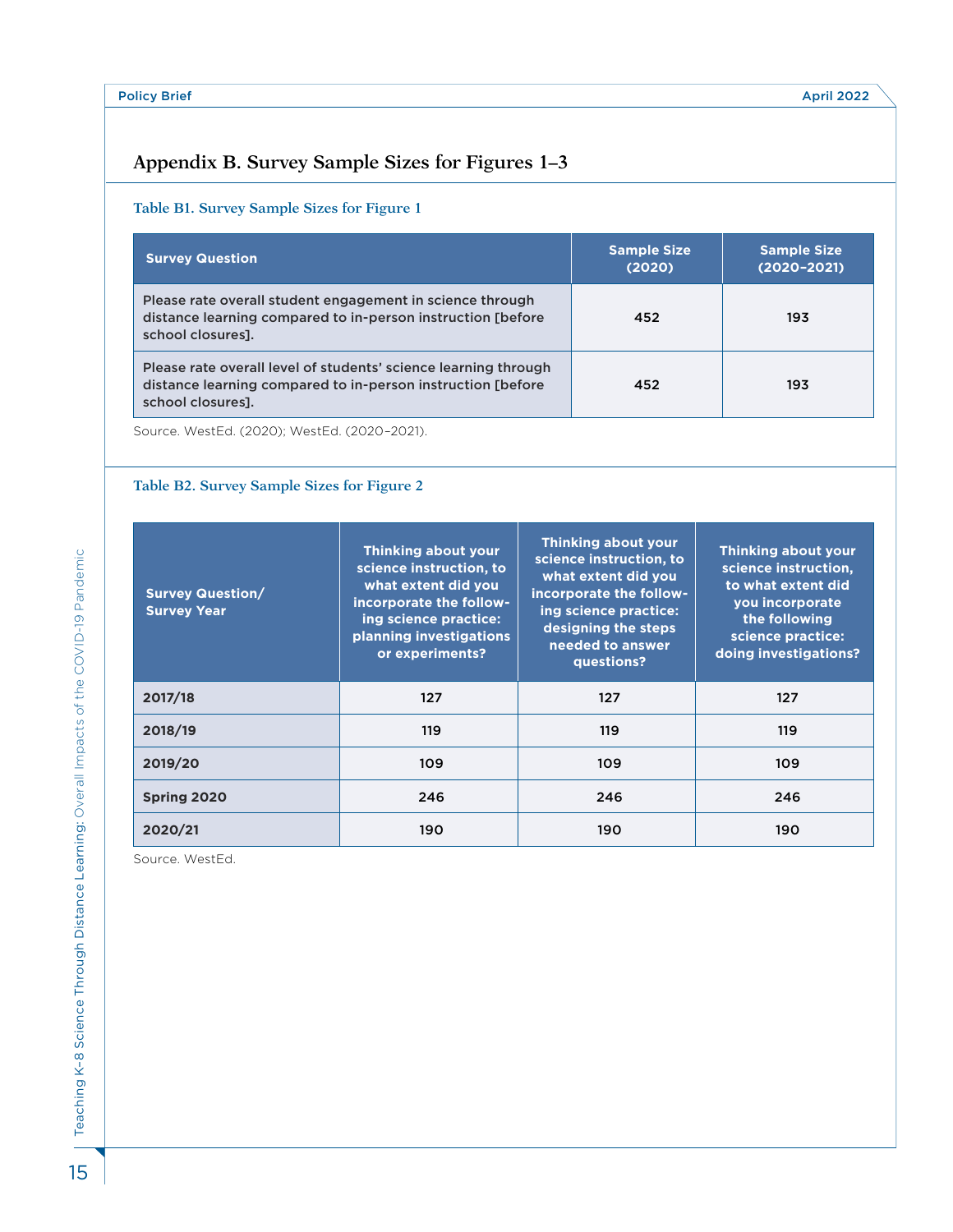## Appendix B. Survey Sample Sizes for Figures 1–3

### Table B1. Survey Sample Sizes for Figure 1

| Survey Question | Sample Size (2020) | Sample Size (2020–2021) |
|---|---|---|
| Please rate overall student engagement in science through distance learning compared to in-person instruction [before school closures]. | 452 | 193 |
| Please rate overall level of students' science learning through distance learning compared to in-person instruction [before school closures]. | 452 | 193 |

Source. WestEd. (2020); WestEd. (2020–2021).

### Table B2. Survey Sample Sizes for Figure 2

| Survey Question/ Survey Year | Thinking about your science instruction, to what extent did you incorporate the following science practice: planning investigations or experiments? | Thinking about your science instruction, to what extent did you incorporate the following science practice: designing the steps needed to answer questions? | Thinking about your science instruction, to what extent did you incorporate the following science practice: doing investigations? |
|---|---|---|---|
| 2017/18 | 127 | 127 | 127 |
| 2018/19 | 119 | 119 | 119 |
| 2019/20 | 109 | 109 | 109 |
| Spring 2020 | 246 | 246 | 246 |
| 2020/21 | 190 | 190 | 190 |

Source. WestEd.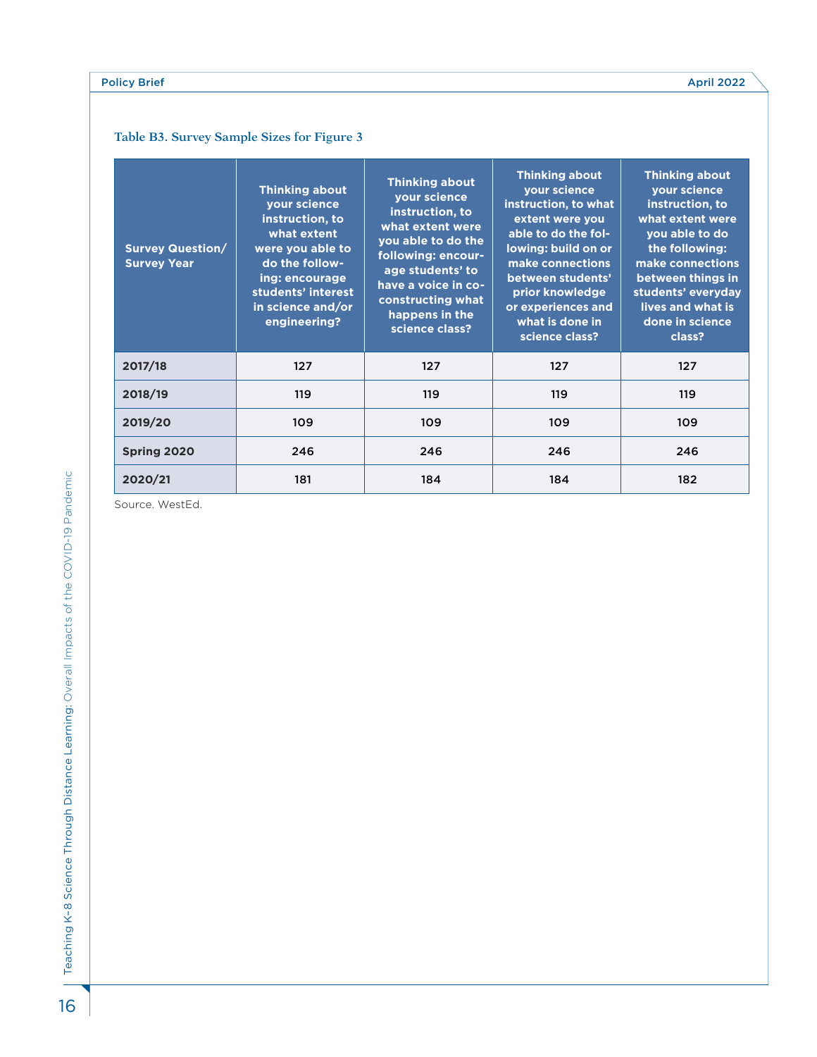**Table B3. Survey Sample Sizes for Figure 3**

| Survey Question/ Survey Year | Thinking about your science instruction, to what extent were you able to do the following: encourage students' interest in science and/or engineering? | Thinking about your science instruction, to what extent were you able to do the following: encourage students' to have a voice in co-constructing what happens in the science class? | Thinking about your science instruction, to what extent were you able to do the following: build on or make connections between students' prior knowledge or experiences and what is done in science class? | Thinking about your science instruction, to what extent were you able to do the following: make connections between things in students' everyday lives and what is done in science class? |
|---|---|---|---|---|
| **2017/18** | 127 | 127 | 127 | 127 |
| **2018/19** | 119 | 119 | 119 | 119 |
| **2019/20** | 109 | 109 | 109 | 109 |
| **Spring 2020** | 246 | 246 | 246 | 246 |
| **2020/21** | 181 | 184 | 184 | 182 |

Source. WestEd.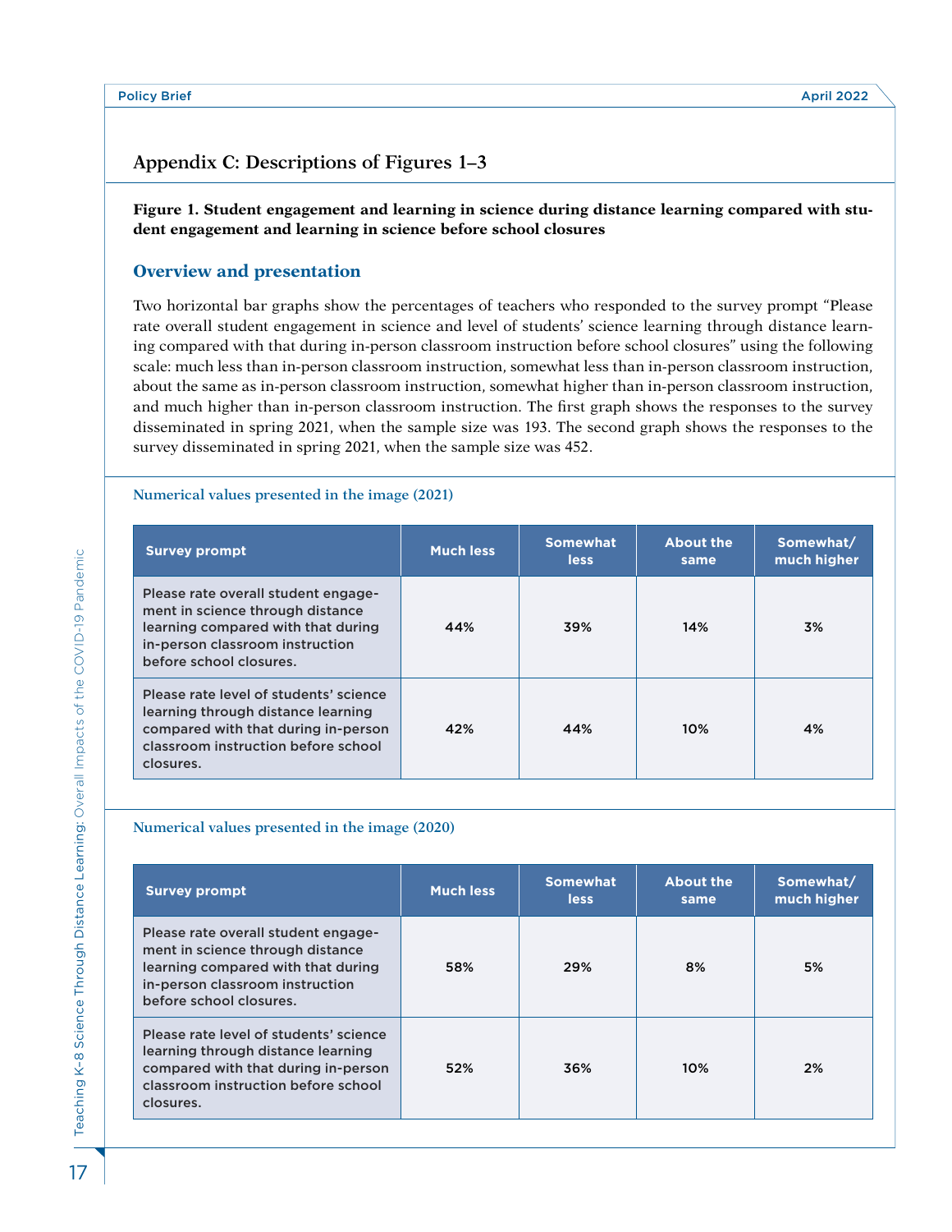## Appendix C: Descriptions of Figures 1–3

**Figure 1. Student engagement and learning in science during distance learning compared with student engagement and learning in science before school closures**

### Overview and presentation

Two horizontal bar graphs show the percentages of teachers who responded to the survey prompt "Please rate overall student engagement in science and level of students' science learning through distance learning compared with that during in-person classroom instruction before school closures" using the following scale: much less than in-person classroom instruction, somewhat less than in-person classroom instruction, about the same as in-person classroom instruction, somewhat higher than in-person classroom instruction, and much higher than in-person classroom instruction. The first graph shows the responses to the survey disseminated in spring 2021, when the sample size was 193. The second graph shows the responses to the survey disseminated in spring 2021, when the sample size was 452.

#### Numerical values presented in the image (2021)

| Survey prompt | Much less | Somewhat less | About the same | Somewhat/ much higher |
|---|---|---|---|---|
| Please rate overall student engagement in science through distance learning compared with that during in-person classroom instruction before school closures. | 44% | 39% | 14% | 3% |
| Please rate level of students' science learning through distance learning compared with that during in-person classroom instruction before school closures. | 42% | 44% | 10% | 4% |

#### Numerical values presented in the image (2020)

| Survey prompt | Much less | Somewhat less | About the same | Somewhat/ much higher |
|---|---|---|---|---|
| Please rate overall student engagement in science through distance learning compared with that during in-person classroom instruction before school closures. | 58% | 29% | 8% | 5% |
| Please rate level of students' science learning through distance learning compared with that during in-person classroom instruction before school closures. | 52% | 36% | 10% | 2% |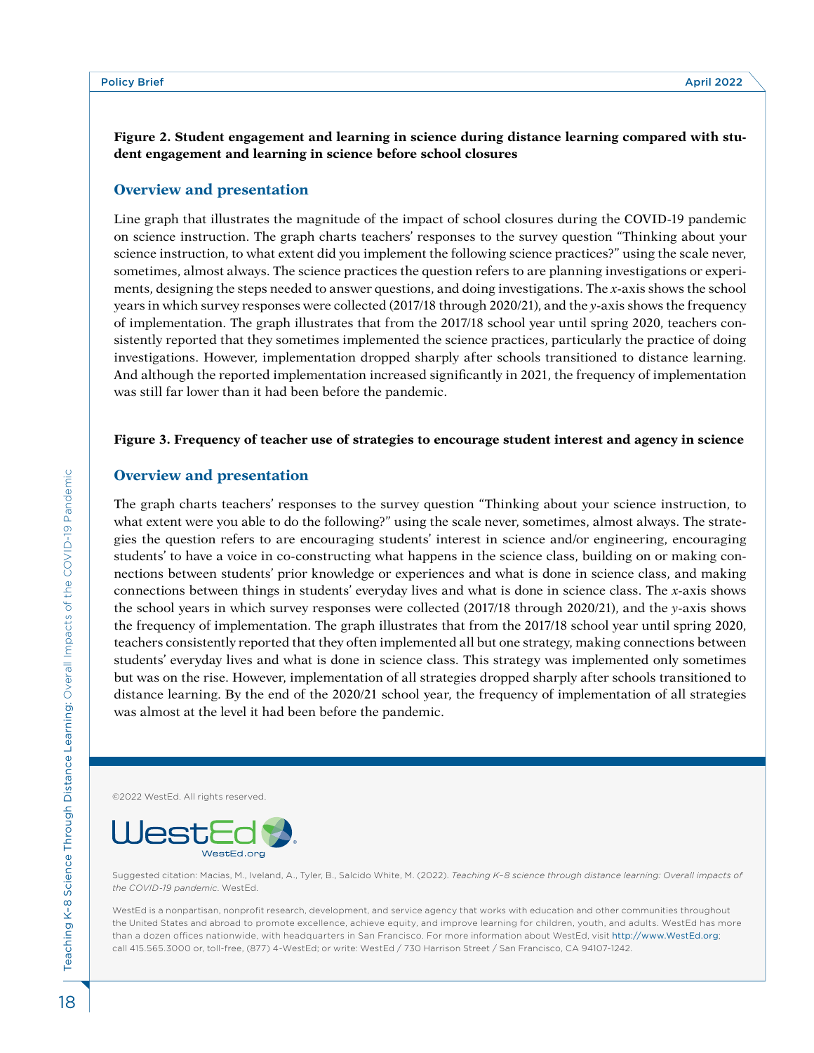**Figure 2. Student engagement and learning in science during distance learning compared with student engagement and learning in science before school closures**

## Overview and presentation

Line graph that illustrates the magnitude of the impact of school closures during the COVID-19 pandemic on science instruction. The graph charts teachers' responses to the survey question "Thinking about your science instruction, to what extent did you implement the following science practices?" using the scale never, sometimes, almost always. The science practices the question refers to are planning investigations or experiments, designing the steps needed to answer questions, and doing investigations. The *x*-axis shows the school years in which survey responses were collected (2017/18 through 2020/21), and the *y*-axis shows the frequency of implementation. The graph illustrates that from the 2017/18 school year until spring 2020, teachers consistently reported that they sometimes implemented the science practices, particularly the practice of doing investigations. However, implementation dropped sharply after schools transitioned to distance learning. And although the reported implementation increased significantly in 2021, the frequency of implementation was still far lower than it had been before the pandemic.

**Figure 3. Frequency of teacher use of strategies to encourage student interest and agency in science**

## Overview and presentation

The graph charts teachers' responses to the survey question "Thinking about your science instruction, to what extent were you able to do the following?" using the scale never, sometimes, almost always. The strategies the question refers to are encouraging students' interest in science and/or engineering, encouraging students' to have a voice in co-constructing what happens in the science class, building on or making connections between students' prior knowledge or experiences and what is done in science class, and making connections between things in students' everyday lives and what is done in science class. The *x*-axis shows the school years in which survey responses were collected (2017/18 through 2020/21), and the *y*-axis shows the frequency of implementation. The graph illustrates that from the 2017/18 school year until spring 2020, teachers consistently reported that they often implemented all but one strategy, making connections between students' everyday lives and what is done in science class. This strategy was implemented only sometimes but was on the rise. However, implementation of all strategies dropped sharply after schools transitioned to distance learning. By the end of the 2020/21 school year, the frequency of implementation of all strategies was almost at the level it had been before the pandemic.

©2022 WestEd. All rights reserved.

WestEd.org

Suggested citation: Macias, M., Iveland, A., Tyler, B., Salcido White, M. (2022). *Teaching K–8 science through distance learning: Overall impacts of the COVID-19 pandemic.* WestEd.

WestEd is a nonpartisan, nonprofit research, development, and service agency that works with education and other communities throughout the United States and abroad to promote excellence, achieve equity, and improve learning for children, youth, and adults. WestEd has more than a dozen offices nationwide, with headquarters in San Francisco. For more information about WestEd, visit http://www.WestEd.org; call 415.565.3000 or, toll-free, (877) 4-WestEd; or write: WestEd / 730 Harrison Street / San Francisco, CA 94107-1242.